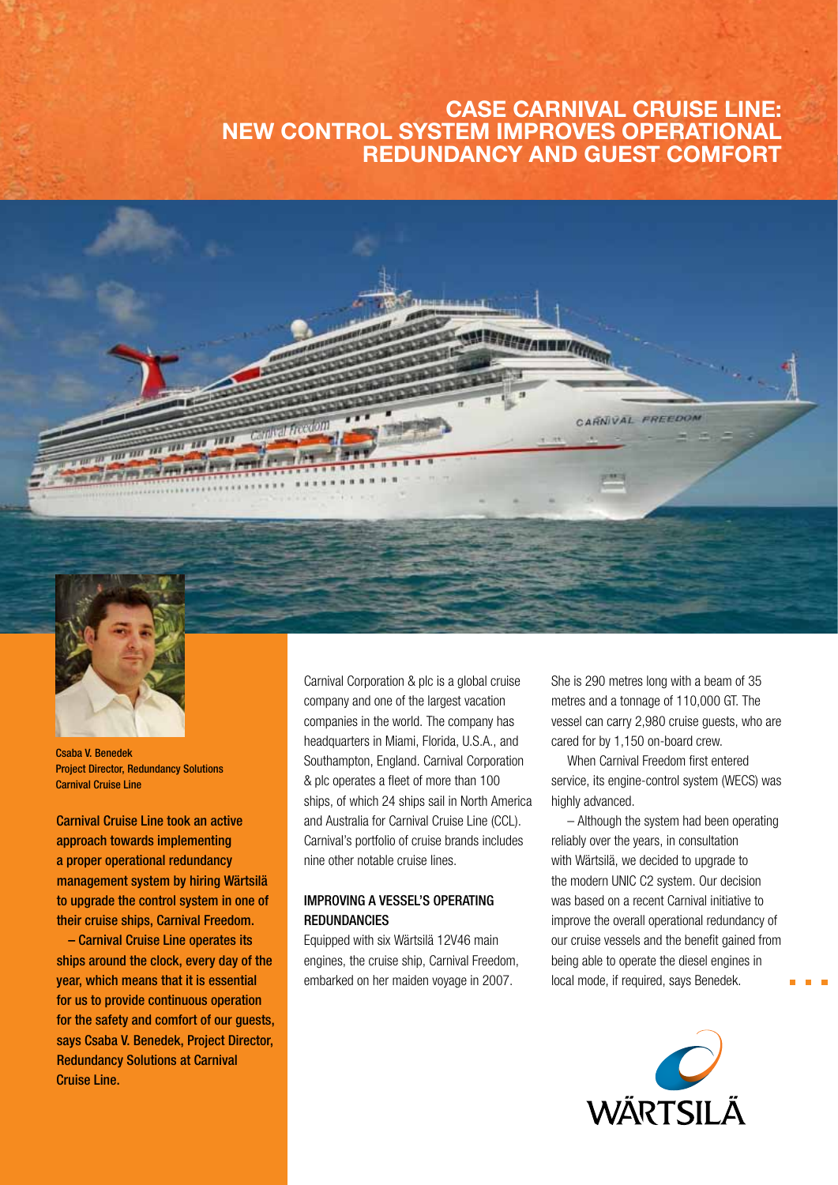# CASE CARNIVAL CRUISE LINE: NEW CONTROL SYSTEM IMPROVES OPERATIONAL REDUNDANCY AND GUEST COMFORT

Csaba V. Benedek
Project Director, Redundancy Solutions
Carnival Cruise Line

**Carnival Cruise Line took an active approach towards implementing a proper operational redundancy management system by hiring Wärtsilä to upgrade the control system in one of their cruise ships, Carnival Freedom.**

**– Carnival Cruise Line operates its ships around the clock, every day of the year, which means that it is essential for us to provide continuous operation for the safety and comfort of our guests, says Csaba V. Benedek, Project Director, Redundancy Solutions at Carnival Cruise Line.**

Carnival Corporation & plc is a global cruise company and one of the largest vacation companies in the world. The company has headquarters in Miami, Florida, U.S.A., and Southampton, England. Carnival Corporation & plc operates a fleet of more than 100 ships, of which 24 ships sail in North America and Australia for Carnival Cruise Line (CCL). Carnival's portfolio of cruise brands includes nine other notable cruise lines.

## IMPROVING A VESSEL'S OPERATING REDUNDANCIES

Equipped with six Wärtsilä 12V46 main engines, the cruise ship, Carnival Freedom, embarked on her maiden voyage in 2007. She is 290 metres long with a beam of 35 metres and a tonnage of 110,000 GT. The vessel can carry 2,980 cruise guests, who are cared for by 1,150 on-board crew.

When Carnival Freedom first entered service, its engine-control system (WECS) was highly advanced.

– Although the system had been operating reliably over the years, in consultation with Wärtsilä, we decided to upgrade to the modern UNIC C2 system. Our decision was based on a recent Carnival initiative to improve the overall operational redundancy of our cruise vessels and the benefit gained from being able to operate the diesel engines in local mode, if required, says Benedek.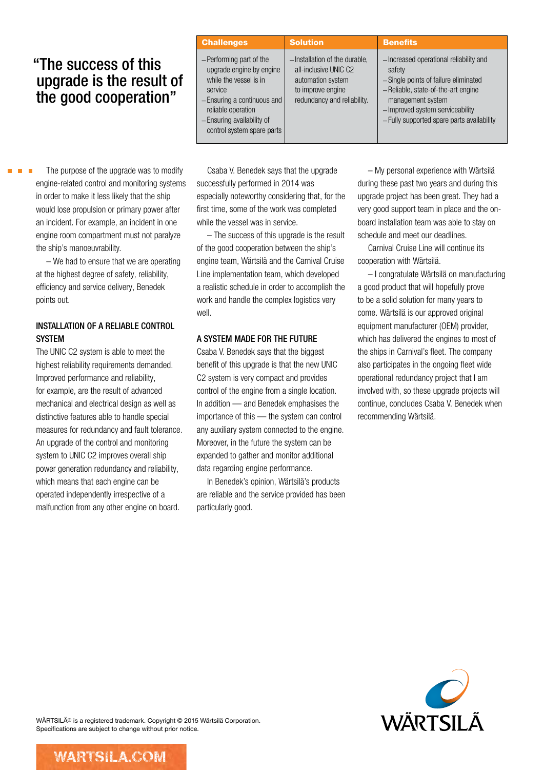## "The success of this upgrade is the result of the good cooperation"

| Challenges | Solution | Benefits |
|---|---|---|
| – Performing part of the upgrade engine by engine while the vessel is in service<br>– Ensuring a continuous and reliable operation<br>– Ensuring availability of control system spare parts | – Installation of the durable, all-inclusive UNIC C2 automation system to improve engine redundancy and reliability. | – Increased operational reliability and safety<br>– Single points of failure eliminated<br>– Reliable, state-of-the-art engine management system<br>– Improved system serviceability<br>– Fully supported spare parts availability |

The purpose of the upgrade was to modify engine-related control and monitoring systems in order to make it less likely that the ship would lose propulsion or primary power after an incident. For example, an incident in one engine room compartment must not paralyze the ship's manoeuvrability.

– We had to ensure that we are operating at the highest degree of safety, reliability, efficiency and service delivery, Benedek points out.

### INSTALLATION OF A RELIABLE CONTROL SYSTEM

The UNIC C2 system is able to meet the highest reliability requirements demanded. Improved performance and reliability, for example, are the result of advanced mechanical and electrical design as well as distinctive features able to handle special measures for redundancy and fault tolerance. An upgrade of the control and monitoring system to UNIC C2 improves overall ship power generation redundancy and reliability, which means that each engine can be operated independently irrespective of a malfunction from any other engine on board.

Csaba V. Benedek says that the upgrade successfully performed in 2014 was especially noteworthy considering that, for the first time, some of the work was completed while the vessel was in service.

– The success of this upgrade is the result of the good cooperation between the ship's engine team, Wärtsilä and the Carnival Cruise Line implementation team, which developed a realistic schedule in order to accomplish the work and handle the complex logistics very well.

### A SYSTEM MADE FOR THE FUTURE

Csaba V. Benedek says that the biggest benefit of this upgrade is that the new UNIC C2 system is very compact and provides control of the engine from a single location. In addition — and Benedek emphasises the importance of this — the system can control any auxiliary system connected to the engine. Moreover, in the future the system can be expanded to gather and monitor additional data regarding engine performance.

In Benedek's opinion, Wärtsilä's products are reliable and the service provided has been particularly good.

– My personal experience with Wärtsilä during these past two years and during this upgrade project has been great. They had a very good support team in place and the on-board installation team was able to stay on schedule and meet our deadlines.

Carnival Cruise Line will continue its cooperation with Wärtsilä.

– I congratulate Wärtsilä on manufacturing a good product that will hopefully prove to be a solid solution for many years to come. Wärtsilä is our approved original equipment manufacturer (OEM) provider, which has delivered the engines to most of the ships in Carnival's fleet. The company also participates in the ongoing fleet wide operational redundancy project that I am involved with, so these upgrade projects will continue, concludes Csaba V. Benedek when recommending Wärtsilä.

WÄRTSILÄ® is a registered trademark. Copyright © 2015 Wärtsilä Corporation.
Specifications are subject to change without prior notice.

WÄRTSILÄ

WARTSILA.COM